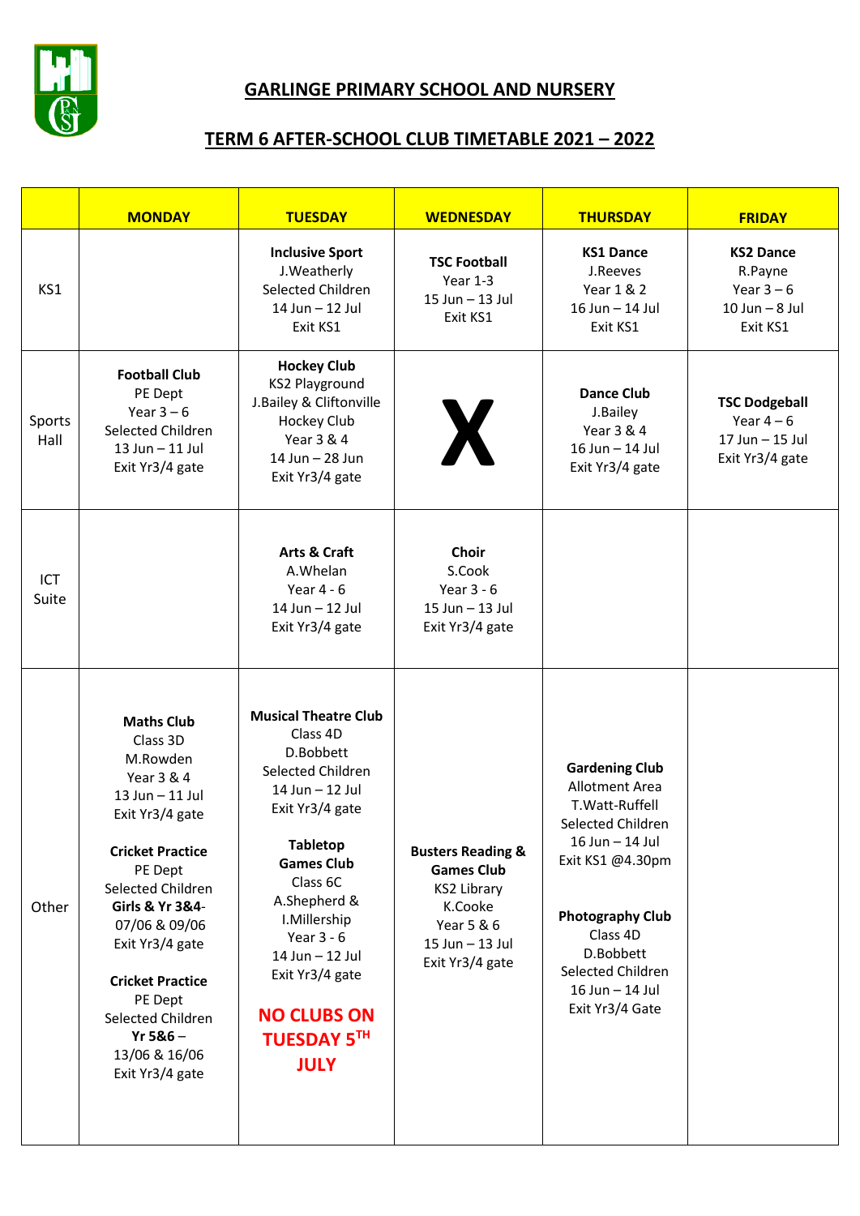# GARLINGE PRIMARY SCHOOL AND NURSERY

## TERM 6 AFTER-SCHOOL CLUB TIMETABLE 2021 – 2022

| | MONDAY | TUESDAY | WEDNESDAY | THURSDAY | FRIDAY |
|---|---|---|---|---|---|
| KS1 | | **Inclusive Sport**<br>J.Weatherly<br>Selected Children<br>14 Jun – 12 Jul<br>Exit KS1 | **TSC Football**<br>Year 1-3<br>15 Jun – 13 Jul<br>Exit KS1 | **KS1 Dance**<br>J.Reeves<br>Year 1 & 2<br>16 Jun – 14 Jul<br>Exit KS1 | **KS2 Dance**<br>R.Payne<br>Year 3 – 6<br>10 Jun – 8 Jul<br>Exit KS1 |
| Sports Hall | **Football Club**<br>PE Dept<br>Year 3 – 6<br>Selected Children<br>13 Jun – 11 Jul<br>Exit Yr3/4 gate | **Hockey Club**<br>KS2 Playground<br>J.Bailey & Cliftonville Hockey Club<br>Year 3 & 4<br>14 Jun – 28 Jun<br>Exit Yr3/4 gate | X | **Dance Club**<br>J.Bailey<br>Year 3 & 4<br>16 Jun – 14 Jul<br>Exit Yr3/4 gate | **TSC Dodgeball**<br>Year 4 – 6<br>17 Jun – 15 Jul<br>Exit Yr3/4 gate |
| ICT Suite | | **Arts & Craft**<br>A.Whelan<br>Year 4 - 6<br>14 Jun – 12 Jul<br>Exit Yr3/4 gate | **Choir**<br>S.Cook<br>Year 3 - 6<br>15 Jun – 13 Jul<br>Exit Yr3/4 gate | | |
| Other | **Maths Club**<br>Class 3D<br>M.Rowden<br>Year 3 & 4<br>13 Jun – 11 Jul<br>Exit Yr3/4 gate<br><br>**Cricket Practice**<br>PE Dept<br>Selected Children<br>**Girls & Yr 3&4**-<br>07/06 & 09/06<br>Exit Yr3/4 gate<br><br>**Cricket Practice**<br>PE Dept<br>Selected Children<br>**Yr 5&6** –<br>13/06 & 16/06<br>Exit Yr3/4 gate | **Musical Theatre Club**<br>Class 4D<br>D.Bobbett<br>Selected Children<br>14 Jun – 12 Jul<br>Exit Yr3/4 gate<br><br>**Tabletop Games Club**<br>Class 6C<br>A.Shepherd & I.Millership<br>Year 3 - 6<br>14 Jun – 12 Jul<br>Exit Yr3/4 gate<br><br>**NO CLUBS ON TUESDAY 5TH JULY** | **Busters Reading & Games Club**<br>KS2 Library<br>K.Cooke<br>Year 5 & 6<br>15 Jun – 13 Jul<br>Exit Yr3/4 gate | **Gardening Club**<br>Allotment Area<br>T.Watt-Ruffell<br>Selected Children<br>16 Jun – 14 Jul<br>Exit KS1 @4.30pm<br><br>**Photography Club**<br>Class 4D<br>D.Bobbett<br>Selected Children<br>16 Jun – 14 Jul<br>Exit Yr3/4 Gate | |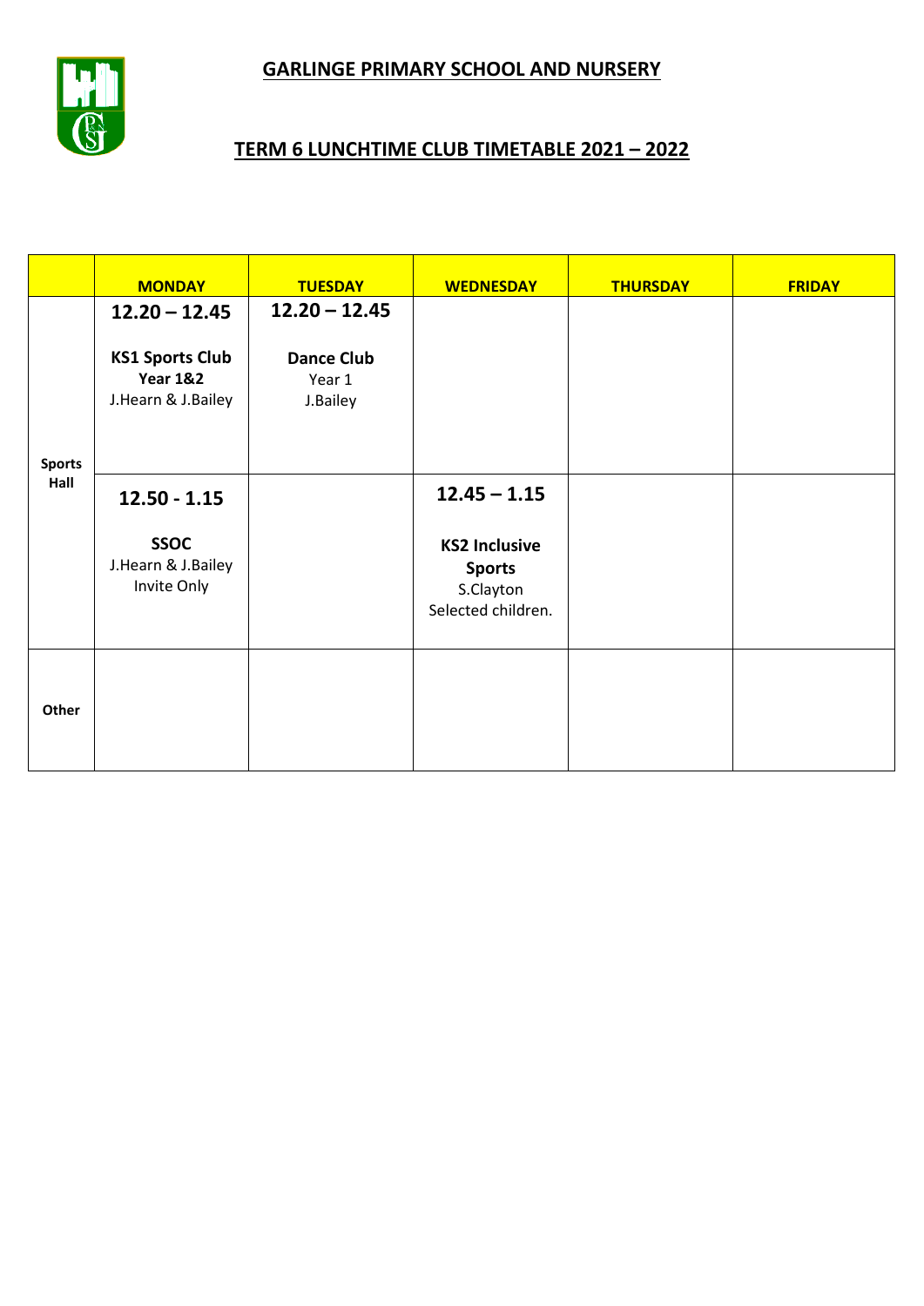# GARLINGE PRIMARY SCHOOL AND NURSERY

## TERM 6 LUNCHTIME CLUB TIMETABLE 2021 – 2022

| | MONDAY | TUESDAY | WEDNESDAY | THURSDAY | FRIDAY |
|---|---|---|---|---|---|
| **Sports Hall** | **12.20 – 12.45**<br><br>**KS1 Sports Club**<br>**Year 1&2**<br>J.Hearn & J.Bailey | **12.20 – 12.45**<br><br>**Dance Club**<br>Year 1<br>J.Bailey | | | |
| | **12.50 - 1.15**<br><br>**SSOC**<br>J.Hearn & J.Bailey<br>Invite Only | | **12.45 – 1.15**<br><br>**KS2 Inclusive Sports**<br>S.Clayton<br>Selected children. | | |
| **Other** | | | | | |